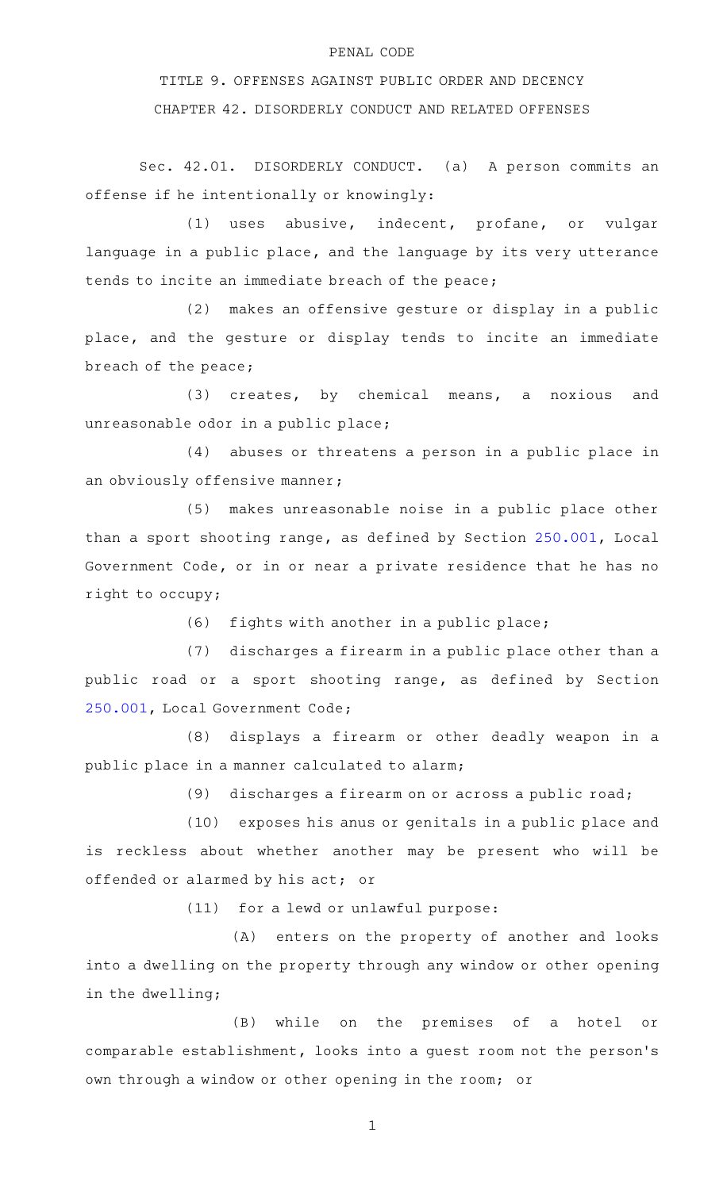PENAL CODE

TITLE 9. OFFENSES AGAINST PUBLIC ORDER AND DECENCY

CHAPTER 42. DISORDERLY CONDUCT AND RELATED OFFENSES

Sec. 42.01. DISORDERLY CONDUCT. (a) A person commits an offense if he intentionally or knowingly:

(1) uses abusive, indecent, profane, or vulgar language in a public place, and the language by its very utterance tends to incite an immediate breach of the peace;

(2) makes an offensive gesture or display in a public place, and the gesture or display tends to incite an immediate breach of the peace;

(3) creates, by chemical means, a noxious and unreasonable odor in a public place;

(4) abuses or threatens a person in a public place in an obviously offensive manner;

(5) makes unreasonable noise in a public place other than a sport shooting range, as defined by Section 250.001, Local Government Code, or in or near a private residence that he has no right to occupy;

(6) fights with another in a public place;

(7) discharges a firearm in a public place other than a public road or a sport shooting range, as defined by Section 250.001, Local Government Code;

(8) displays a firearm or other deadly weapon in a public place in a manner calculated to alarm;

(9) discharges a firearm on or across a public road;

(10) exposes his anus or genitals in a public place and is reckless about whether another may be present who will be offended or alarmed by his act; or

(11) for a lewd or unlawful purpose:

(A) enters on the property of another and looks into a dwelling on the property through any window or other opening in the dwelling;

(B) while on the premises of a hotel or comparable establishment, looks into a guest room not the person's own through a window or other opening in the room; or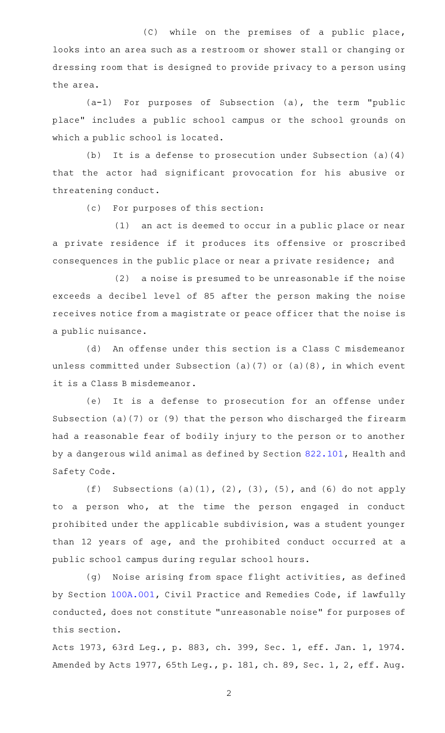(C) while on the premises of a public place, looks into an area such as a restroom or shower stall or changing or dressing room that is designed to provide privacy to a person using the area.

(a-1) For purposes of Subsection (a), the term "public place" includes a public school campus or the school grounds on which a public school is located.

(b) It is a defense to prosecution under Subsection (a)(4) that the actor had significant provocation for his abusive or threatening conduct.

(c) For purposes of this section:

(1) an act is deemed to occur in a public place or near a private residence if it produces its offensive or proscribed consequences in the public place or near a private residence; and

(2) a noise is presumed to be unreasonable if the noise exceeds a decibel level of 85 after the person making the noise receives notice from a magistrate or peace officer that the noise is a public nuisance.

(d) An offense under this section is a Class C misdemeanor unless committed under Subsection (a)(7) or (a)(8), in which event it is a Class B misdemeanor.

(e) It is a defense to prosecution for an offense under Subsection (a)(7) or (9) that the person who discharged the firearm had a reasonable fear of bodily injury to the person or to another by a dangerous wild animal as defined by Section 822.101, Health and Safety Code.

(f) Subsections (a)(1), (2), (3), (5), and (6) do not apply to a person who, at the time the person engaged in conduct prohibited under the applicable subdivision, was a student younger than 12 years of age, and the prohibited conduct occurred at a public school campus during regular school hours.

(g) Noise arising from space flight activities, as defined by Section 100A.001, Civil Practice and Remedies Code, if lawfully conducted, does not constitute "unreasonable noise" for purposes of this section.

Acts 1973, 63rd Leg., p. 883, ch. 399, Sec. 1, eff. Jan. 1, 1974. Amended by Acts 1977, 65th Leg., p. 181, ch. 89, Sec. 1, 2, eff. Aug.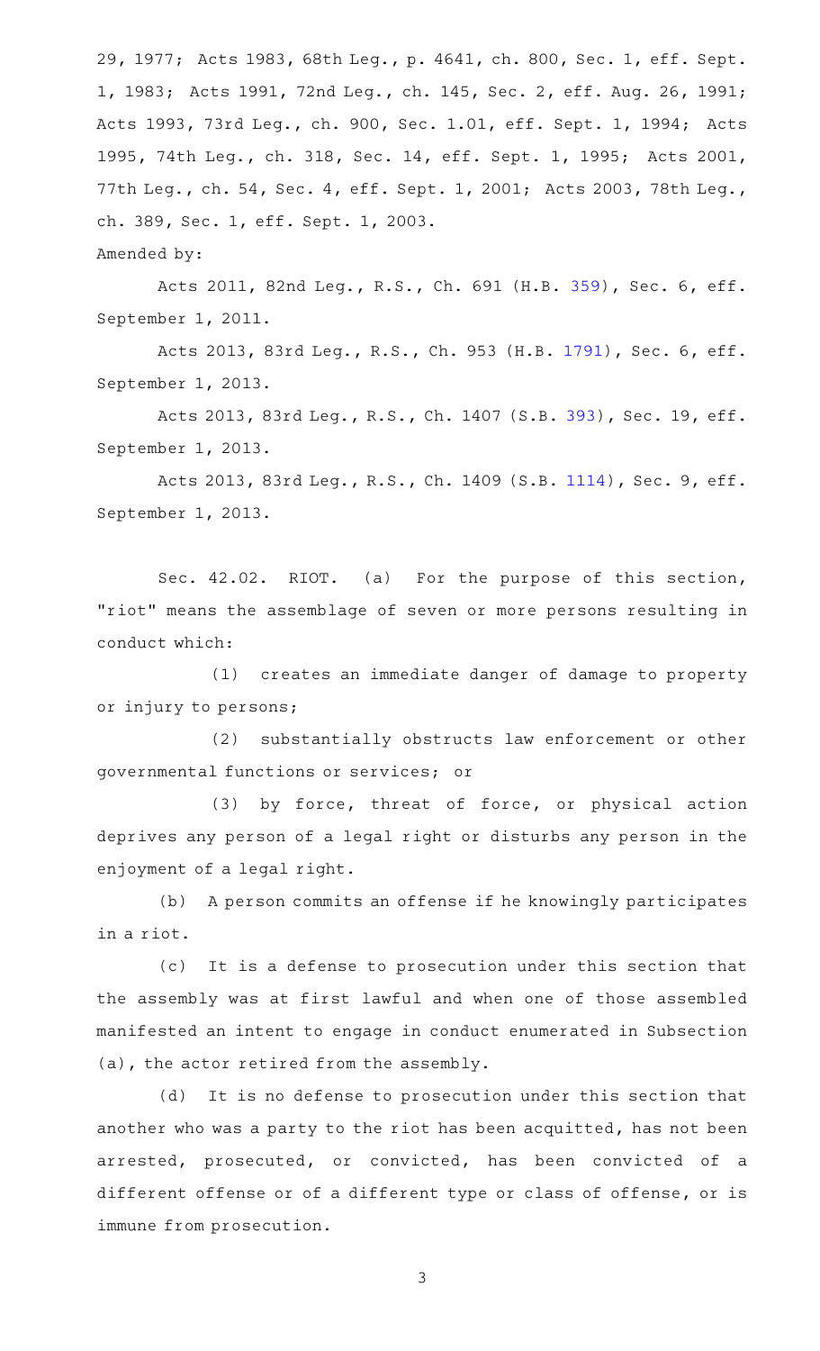29, 1977; Acts 1983, 68th Leg., p. 4641, ch. 800, Sec. 1, eff. Sept. 1, 1983; Acts 1991, 72nd Leg., ch. 145, Sec. 2, eff. Aug. 26, 1991; Acts 1993, 73rd Leg., ch. 900, Sec. 1.01, eff. Sept. 1, 1994; Acts 1995, 74th Leg., ch. 318, Sec. 14, eff. Sept. 1, 1995; Acts 2001, 77th Leg., ch. 54, Sec. 4, eff. Sept. 1, 2001; Acts 2003, 78th Leg., ch. 389, Sec. 1, eff. Sept. 1, 2003.

Amended by:

Acts 2011, 82nd Leg., R.S., Ch. 691 (H.B. 359), Sec. 6, eff. September 1, 2011.

Acts 2013, 83rd Leg., R.S., Ch. 953 (H.B. 1791), Sec. 6, eff. September 1, 2013.

Acts 2013, 83rd Leg., R.S., Ch. 1407 (S.B. 393), Sec. 19, eff. September 1, 2013.

Acts 2013, 83rd Leg., R.S., Ch. 1409 (S.B. 1114), Sec. 9, eff. September 1, 2013.

Sec. 42.02. RIOT. (a) For the purpose of this section, "riot" means the assemblage of seven or more persons resulting in conduct which:

(1) creates an immediate danger of damage to property or injury to persons;

(2) substantially obstructs law enforcement or other governmental functions or services; or

(3) by force, threat of force, or physical action deprives any person of a legal right or disturbs any person in the enjoyment of a legal right.

(b) A person commits an offense if he knowingly participates in a riot.

(c) It is a defense to prosecution under this section that the assembly was at first lawful and when one of those assembled manifested an intent to engage in conduct enumerated in Subsection (a), the actor retired from the assembly.

(d) It is no defense to prosecution under this section that another who was a party to the riot has been acquitted, has not been arrested, prosecuted, or convicted, has been convicted of a different offense or of a different type or class of offense, or is immune from prosecution.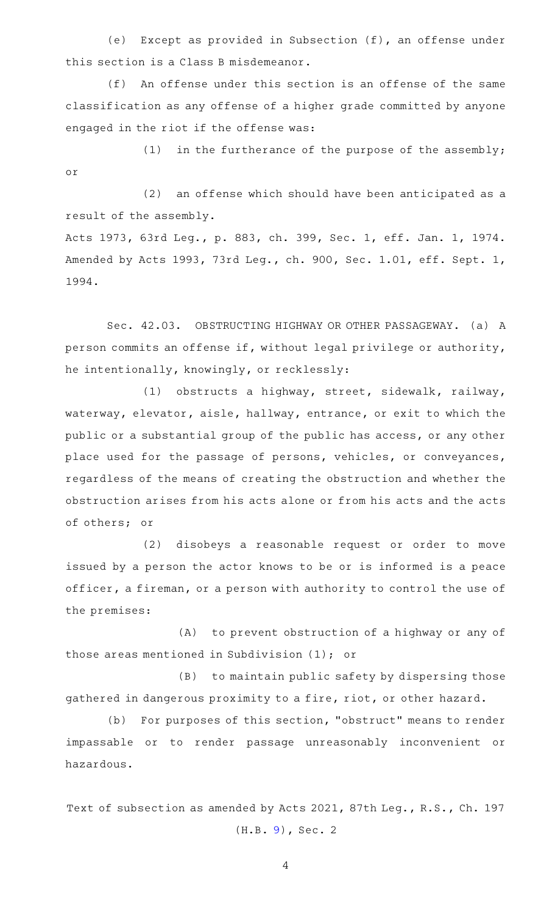(e) Except as provided in Subsection (f), an offense under this section is a Class B misdemeanor.

(f) An offense under this section is an offense of the same classification as any offense of a higher grade committed by anyone engaged in the riot if the offense was:

(1) in the furtherance of the purpose of the assembly; or

(2) an offense which should have been anticipated as a result of the assembly.

Acts 1973, 63rd Leg., p. 883, ch. 399, Sec. 1, eff. Jan. 1, 1974. Amended by Acts 1993, 73rd Leg., ch. 900, Sec. 1.01, eff. Sept. 1, 1994.

Sec. 42.03. OBSTRUCTING HIGHWAY OR OTHER PASSAGEWAY. (a) A person commits an offense if, without legal privilege or authority, he intentionally, knowingly, or recklessly:

(1) obstructs a highway, street, sidewalk, railway, waterway, elevator, aisle, hallway, entrance, or exit to which the public or a substantial group of the public has access, or any other place used for the passage of persons, vehicles, or conveyances, regardless of the means of creating the obstruction and whether the obstruction arises from his acts alone or from his acts and the acts of others; or

(2) disobeys a reasonable request or order to move issued by a person the actor knows to be or is informed is a peace officer, a fireman, or a person with authority to control the use of the premises:

(A) to prevent obstruction of a highway or any of those areas mentioned in Subdivision (1); or

(B) to maintain public safety by dispersing those gathered in dangerous proximity to a fire, riot, or other hazard.

(b) For purposes of this section, "obstruct" means to render impassable or to render passage unreasonably inconvenient or hazardous.

Text of subsection as amended by Acts 2021, 87th Leg., R.S., Ch. 197 (H.B. 9), Sec. 2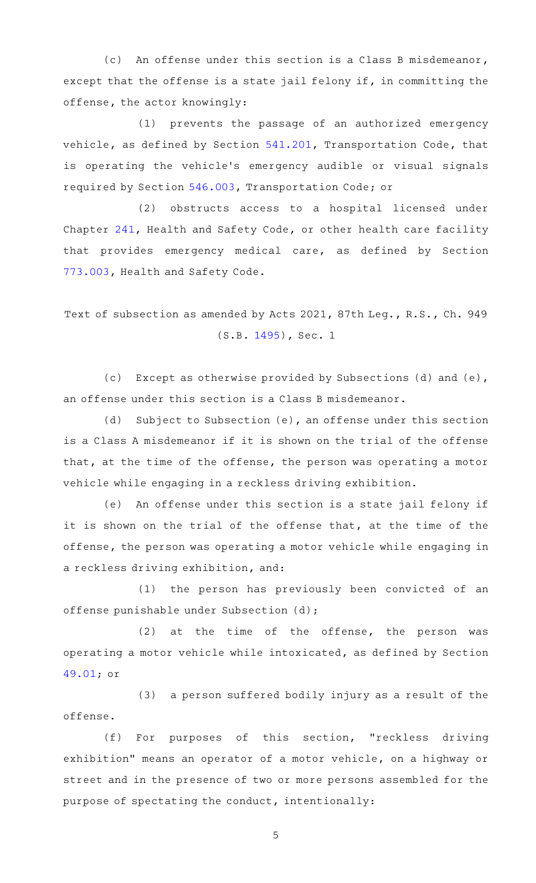(c) An offense under this section is a Class B misdemeanor, except that the offense is a state jail felony if, in committing the offense, the actor knowingly:

(1) prevents the passage of an authorized emergency vehicle, as defined by Section 541.201, Transportation Code, that is operating the vehicle's emergency audible or visual signals required by Section 546.003, Transportation Code; or

(2) obstructs access to a hospital licensed under Chapter 241, Health and Safety Code, or other health care facility that provides emergency medical care, as defined by Section 773.003, Health and Safety Code.

Text of subsection as amended by Acts 2021, 87th Leg., R.S., Ch. 949 (S.B. 1495), Sec. 1

(c) Except as otherwise provided by Subsections (d) and (e), an offense under this section is a Class B misdemeanor.

(d) Subject to Subsection (e), an offense under this section is a Class A misdemeanor if it is shown on the trial of the offense that, at the time of the offense, the person was operating a motor vehicle while engaging in a reckless driving exhibition.

(e) An offense under this section is a state jail felony if it is shown on the trial of the offense that, at the time of the offense, the person was operating a motor vehicle while engaging in a reckless driving exhibition, and:

(1) the person has previously been convicted of an offense punishable under Subsection (d);

(2) at the time of the offense, the person was operating a motor vehicle while intoxicated, as defined by Section 49.01; or

(3) a person suffered bodily injury as a result of the offense.

(f) For purposes of this section, "reckless driving exhibition" means an operator of a motor vehicle, on a highway or street and in the presence of two or more persons assembled for the purpose of spectating the conduct, intentionally: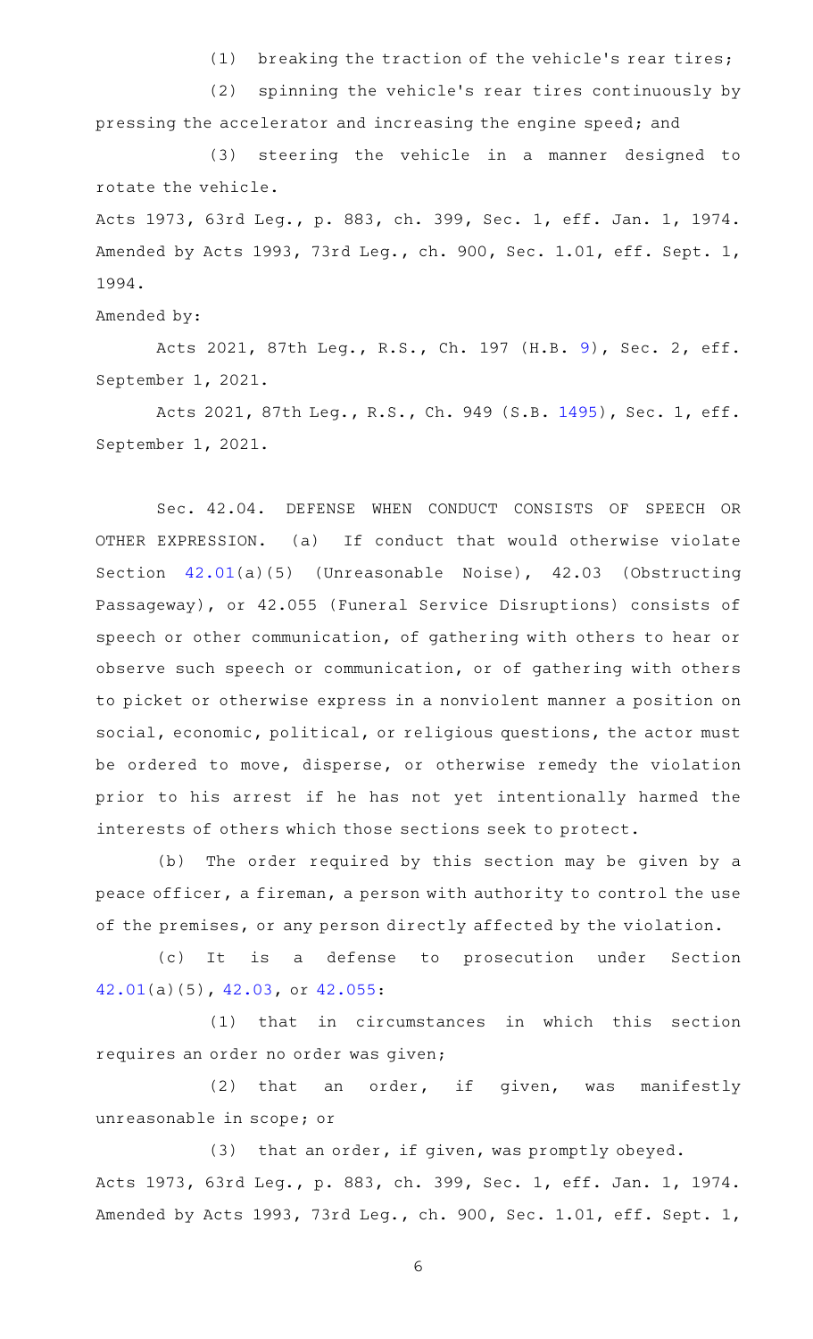(1) breaking the traction of the vehicle's rear tires;

(2) spinning the vehicle's rear tires continuously by pressing the accelerator and increasing the engine speed; and

(3) steering the vehicle in a manner designed to rotate the vehicle.

Acts 1973, 63rd Leg., p. 883, ch. 399, Sec. 1, eff. Jan. 1, 1974. Amended by Acts 1993, 73rd Leg., ch. 900, Sec. 1.01, eff. Sept. 1, 1994.

Amended by:

Acts 2021, 87th Leg., R.S., Ch. 197 (H.B. 9), Sec. 2, eff. September 1, 2021.

Acts 2021, 87th Leg., R.S., Ch. 949 (S.B. 1495), Sec. 1, eff. September 1, 2021.

Sec. 42.04. DEFENSE WHEN CONDUCT CONSISTS OF SPEECH OR OTHER EXPRESSION. (a) If conduct that would otherwise violate Section 42.01(a)(5) (Unreasonable Noise), 42.03 (Obstructing Passageway), or 42.055 (Funeral Service Disruptions) consists of speech or other communication, of gathering with others to hear or observe such speech or communication, or of gathering with others to picket or otherwise express in a nonviolent manner a position on social, economic, political, or religious questions, the actor must be ordered to move, disperse, or otherwise remedy the violation prior to his arrest if he has not yet intentionally harmed the interests of others which those sections seek to protect.

(b) The order required by this section may be given by a peace officer, a fireman, a person with authority to control the use of the premises, or any person directly affected by the violation.

(c) It is a defense to prosecution under Section 42.01(a)(5), 42.03, or 42.055:

(1) that in circumstances in which this section requires an order no order was given;

(2) that an order, if given, was manifestly unreasonable in scope; or

(3) that an order, if given, was promptly obeyed.

Acts 1973, 63rd Leg., p. 883, ch. 399, Sec. 1, eff. Jan. 1, 1974. Amended by Acts 1993, 73rd Leg., ch. 900, Sec. 1.01, eff. Sept. 1,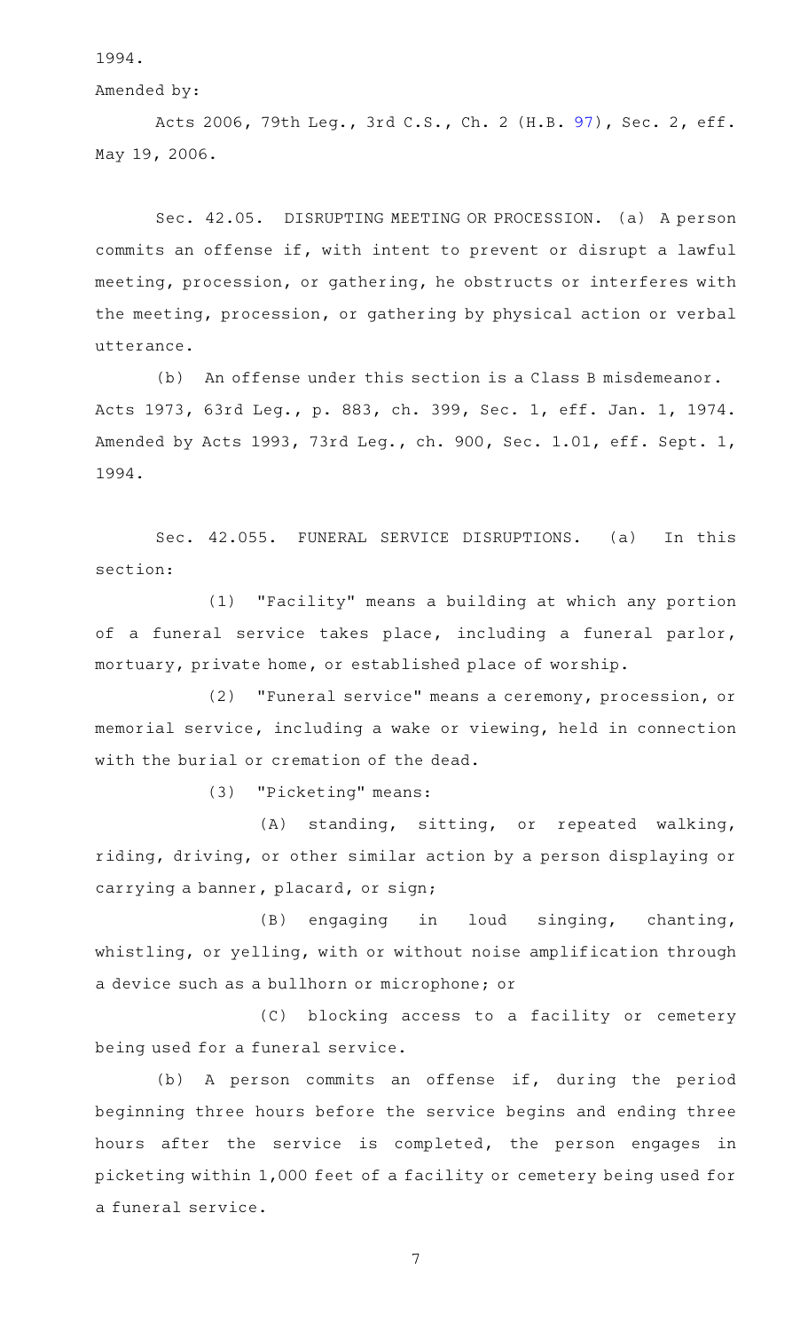1994.

Amended by:

Acts 2006, 79th Leg., 3rd C.S., Ch. 2 (H.B. 97), Sec. 2, eff. May 19, 2006.

Sec. 42.05. DISRUPTING MEETING OR PROCESSION. (a) A person commits an offense if, with intent to prevent or disrupt a lawful meeting, procession, or gathering, he obstructs or interferes with the meeting, procession, or gathering by physical action or verbal utterance.

(b) An offense under this section is a Class B misdemeanor.

Acts 1973, 63rd Leg., p. 883, ch. 399, Sec. 1, eff. Jan. 1, 1974. Amended by Acts 1993, 73rd Leg., ch. 900, Sec. 1.01, eff. Sept. 1, 1994.

Sec. 42.055. FUNERAL SERVICE DISRUPTIONS. (a) In this section:

(1) "Facility" means a building at which any portion of a funeral service takes place, including a funeral parlor, mortuary, private home, or established place of worship.

(2) "Funeral service" means a ceremony, procession, or memorial service, including a wake or viewing, held in connection with the burial or cremation of the dead.

(3) "Picketing" means:

(A) standing, sitting, or repeated walking, riding, driving, or other similar action by a person displaying or carrying a banner, placard, or sign;

(B) engaging in loud singing, chanting, whistling, or yelling, with or without noise amplification through a device such as a bullhorn or microphone; or

(C) blocking access to a facility or cemetery being used for a funeral service.

(b) A person commits an offense if, during the period beginning three hours before the service begins and ending three hours after the service is completed, the person engages in picketing within 1,000 feet of a facility or cemetery being used for a funeral service.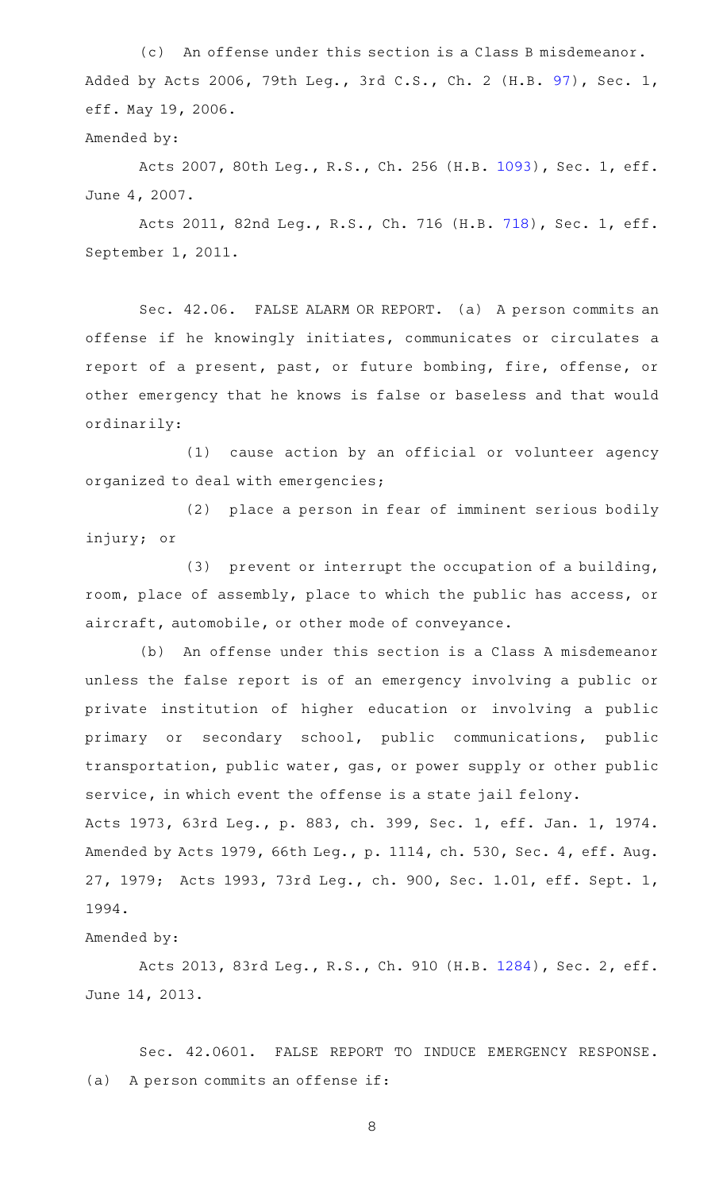(c) An offense under this section is a Class B misdemeanor.

Added by Acts 2006, 79th Leg., 3rd C.S., Ch. 2 (H.B. 97), Sec. 1, eff. May 19, 2006.

Amended by:

Acts 2007, 80th Leg., R.S., Ch. 256 (H.B. 1093), Sec. 1, eff. June 4, 2007.

Acts 2011, 82nd Leg., R.S., Ch. 716 (H.B. 718), Sec. 1, eff. September 1, 2011.

Sec. 42.06. FALSE ALARM OR REPORT. (a) A person commits an offense if he knowingly initiates, communicates or circulates a report of a present, past, or future bombing, fire, offense, or other emergency that he knows is false or baseless and that would ordinarily:

(1) cause action by an official or volunteer agency organized to deal with emergencies;

(2) place a person in fear of imminent serious bodily injury; or

(3) prevent or interrupt the occupation of a building, room, place of assembly, place to which the public has access, or aircraft, automobile, or other mode of conveyance.

(b) An offense under this section is a Class A misdemeanor unless the false report is of an emergency involving a public or private institution of higher education or involving a public primary or secondary school, public communications, public transportation, public water, gas, or power supply or other public service, in which event the offense is a state jail felony.

Acts 1973, 63rd Leg., p. 883, ch. 399, Sec. 1, eff. Jan. 1, 1974. Amended by Acts 1979, 66th Leg., p. 1114, ch. 530, Sec. 4, eff. Aug. 27, 1979; Acts 1993, 73rd Leg., ch. 900, Sec. 1.01, eff. Sept. 1, 1994.

Amended by:

Acts 2013, 83rd Leg., R.S., Ch. 910 (H.B. 1284), Sec. 2, eff. June 14, 2013.

Sec. 42.0601. FALSE REPORT TO INDUCE EMERGENCY RESPONSE. (a) A person commits an offense if: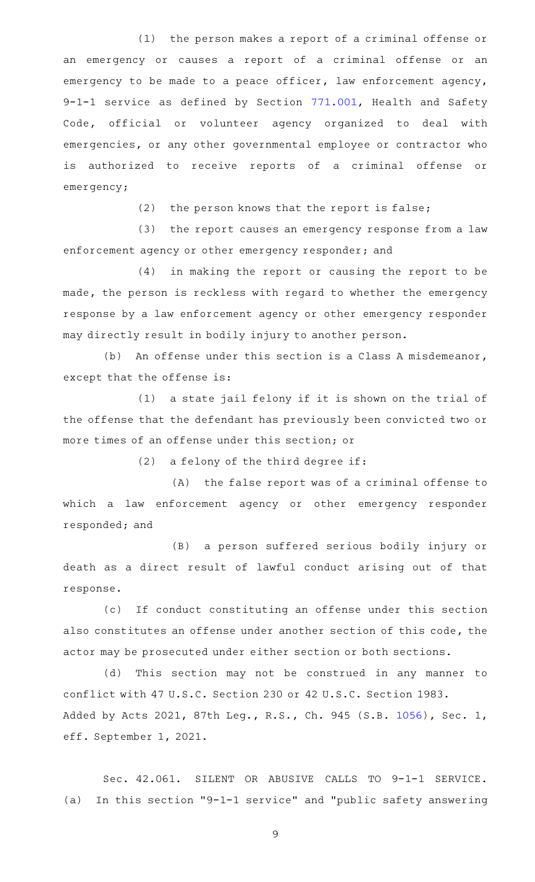(1) the person makes a report of a criminal offense or an emergency or causes a report of a criminal offense or an emergency to be made to a peace officer, law enforcement agency, 9-1-1 service as defined by Section 771.001, Health and Safety Code, official or volunteer agency organized to deal with emergencies, or any other governmental employee or contractor who is authorized to receive reports of a criminal offense or emergency;

(2) the person knows that the report is false;

(3) the report causes an emergency response from a law enforcement agency or other emergency responder; and

(4) in making the report or causing the report to be made, the person is reckless with regard to whether the emergency response by a law enforcement agency or other emergency responder may directly result in bodily injury to another person.

(b) An offense under this section is a Class A misdemeanor, except that the offense is:

(1) a state jail felony if it is shown on the trial of the offense that the defendant has previously been convicted two or more times of an offense under this section; or

(2) a felony of the third degree if:

(A) the false report was of a criminal offense to which a law enforcement agency or other emergency responder responded; and

(B) a person suffered serious bodily injury or death as a direct result of lawful conduct arising out of that response.

(c) If conduct constituting an offense under this section also constitutes an offense under another section of this code, the actor may be prosecuted under either section or both sections.

(d) This section may not be construed in any manner to conflict with 47 U.S.C. Section 230 or 42 U.S.C. Section 1983.

Added by Acts 2021, 87th Leg., R.S., Ch. 945 (S.B. 1056), Sec. 1, eff. September 1, 2021.

Sec. 42.061. SILENT OR ABUSIVE CALLS TO 9-1-1 SERVICE. (a) In this section "9-1-1 service" and "public safety answering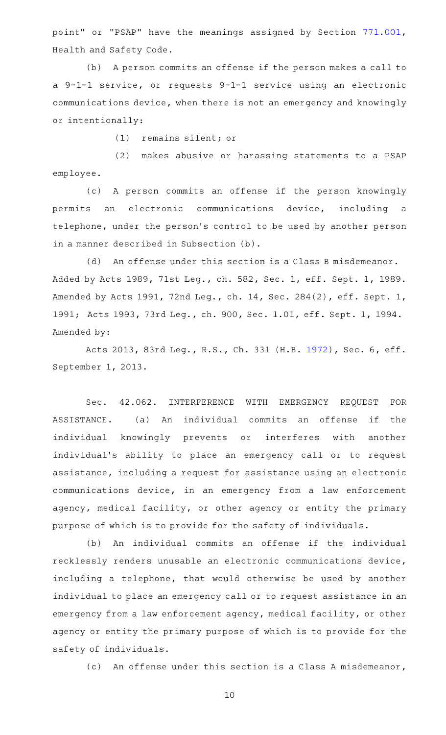point" or "PSAP" have the meanings assigned by Section 771.001, Health and Safety Code.

(b) A person commits an offense if the person makes a call to a 9-1-1 service, or requests 9-1-1 service using an electronic communications device, when there is not an emergency and knowingly or intentionally:

(1) remains silent; or

(2) makes abusive or harassing statements to a PSAP employee.

(c) A person commits an offense if the person knowingly permits an electronic communications device, including a telephone, under the person's control to be used by another person in a manner described in Subsection (b).

(d) An offense under this section is a Class B misdemeanor.

Added by Acts 1989, 71st Leg., ch. 582, Sec. 1, eff. Sept. 1, 1989. Amended by Acts 1991, 72nd Leg., ch. 14, Sec. 284(2), eff. Sept. 1, 1991; Acts 1993, 73rd Leg., ch. 900, Sec. 1.01, eff. Sept. 1, 1994.

Amended by:

Acts 2013, 83rd Leg., R.S., Ch. 331 (H.B. 1972), Sec. 6, eff. September 1, 2013.

Sec. 42.062. INTERFERENCE WITH EMERGENCY REQUEST FOR ASSISTANCE. (a) An individual commits an offense if the individual knowingly prevents or interferes with another individual's ability to place an emergency call or to request assistance, including a request for assistance using an electronic communications device, in an emergency from a law enforcement agency, medical facility, or other agency or entity the primary purpose of which is to provide for the safety of individuals.

(b) An individual commits an offense if the individual recklessly renders unusable an electronic communications device, including a telephone, that would otherwise be used by another individual to place an emergency call or to request assistance in an emergency from a law enforcement agency, medical facility, or other agency or entity the primary purpose of which is to provide for the safety of individuals.

(c) An offense under this section is a Class A misdemeanor,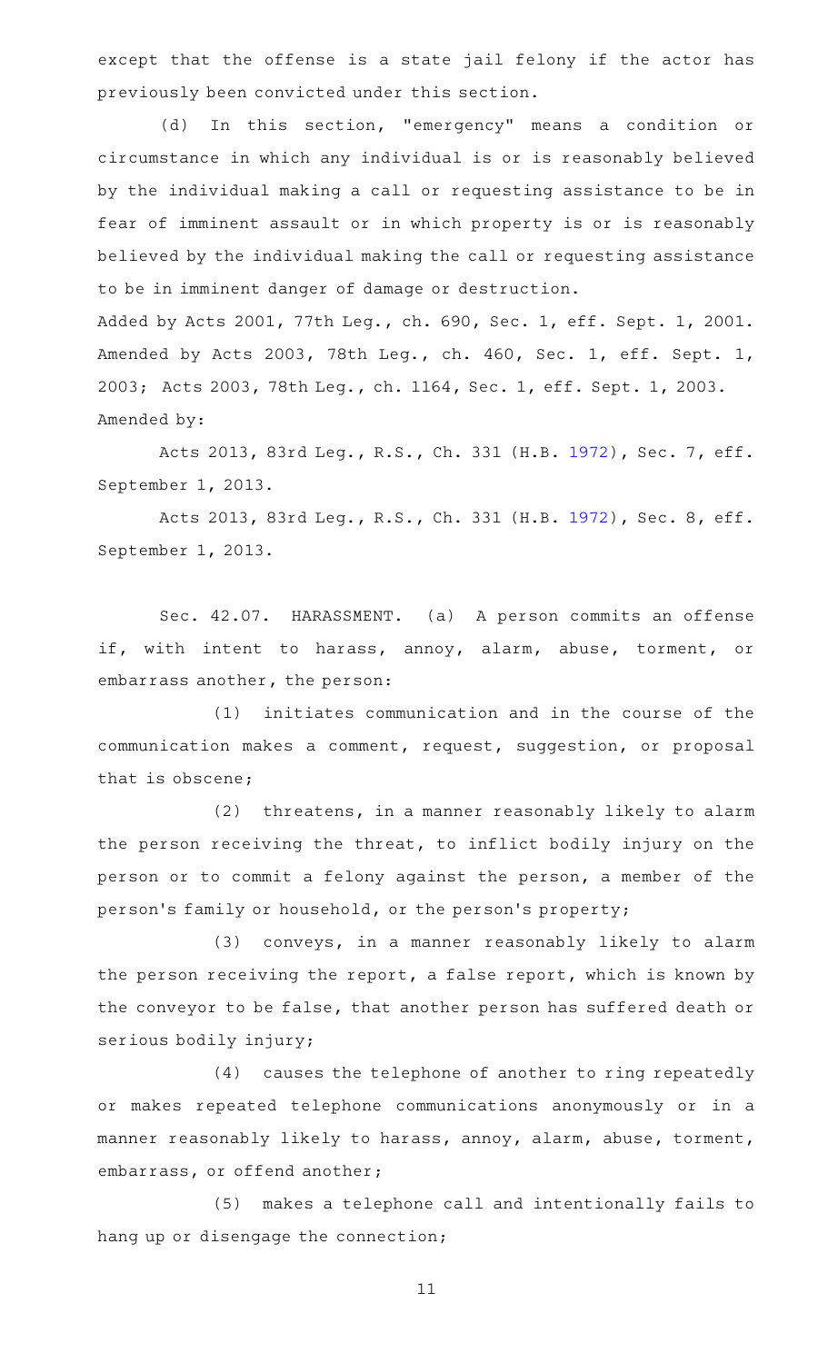except that the offense is a state jail felony if the actor has previously been convicted under this section.

(d) In this section, "emergency" means a condition or circumstance in which any individual is or is reasonably believed by the individual making a call or requesting assistance to be in fear of imminent assault or in which property is or is reasonably believed by the individual making the call or requesting assistance to be in imminent danger of damage or destruction.

Added by Acts 2001, 77th Leg., ch. 690, Sec. 1, eff. Sept. 1, 2001. Amended by Acts 2003, 78th Leg., ch. 460, Sec. 1, eff. Sept. 1, 2003; Acts 2003, 78th Leg., ch. 1164, Sec. 1, eff. Sept. 1, 2003.

Amended by:

Acts 2013, 83rd Leg., R.S., Ch. 331 (H.B. 1972), Sec. 7, eff. September 1, 2013.

Acts 2013, 83rd Leg., R.S., Ch. 331 (H.B. 1972), Sec. 8, eff. September 1, 2013.

Sec. 42.07. HARASSMENT. (a) A person commits an offense if, with intent to harass, annoy, alarm, abuse, torment, or embarrass another, the person:

(1) initiates communication and in the course of the communication makes a comment, request, suggestion, or proposal that is obscene;

(2) threatens, in a manner reasonably likely to alarm the person receiving the threat, to inflict bodily injury on the person or to commit a felony against the person, a member of the person's family or household, or the person's property;

(3) conveys, in a manner reasonably likely to alarm the person receiving the report, a false report, which is known by the conveyor to be false, that another person has suffered death or serious bodily injury;

(4) causes the telephone of another to ring repeatedly or makes repeated telephone communications anonymously or in a manner reasonably likely to harass, annoy, alarm, abuse, torment, embarrass, or offend another;

(5) makes a telephone call and intentionally fails to hang up or disengage the connection;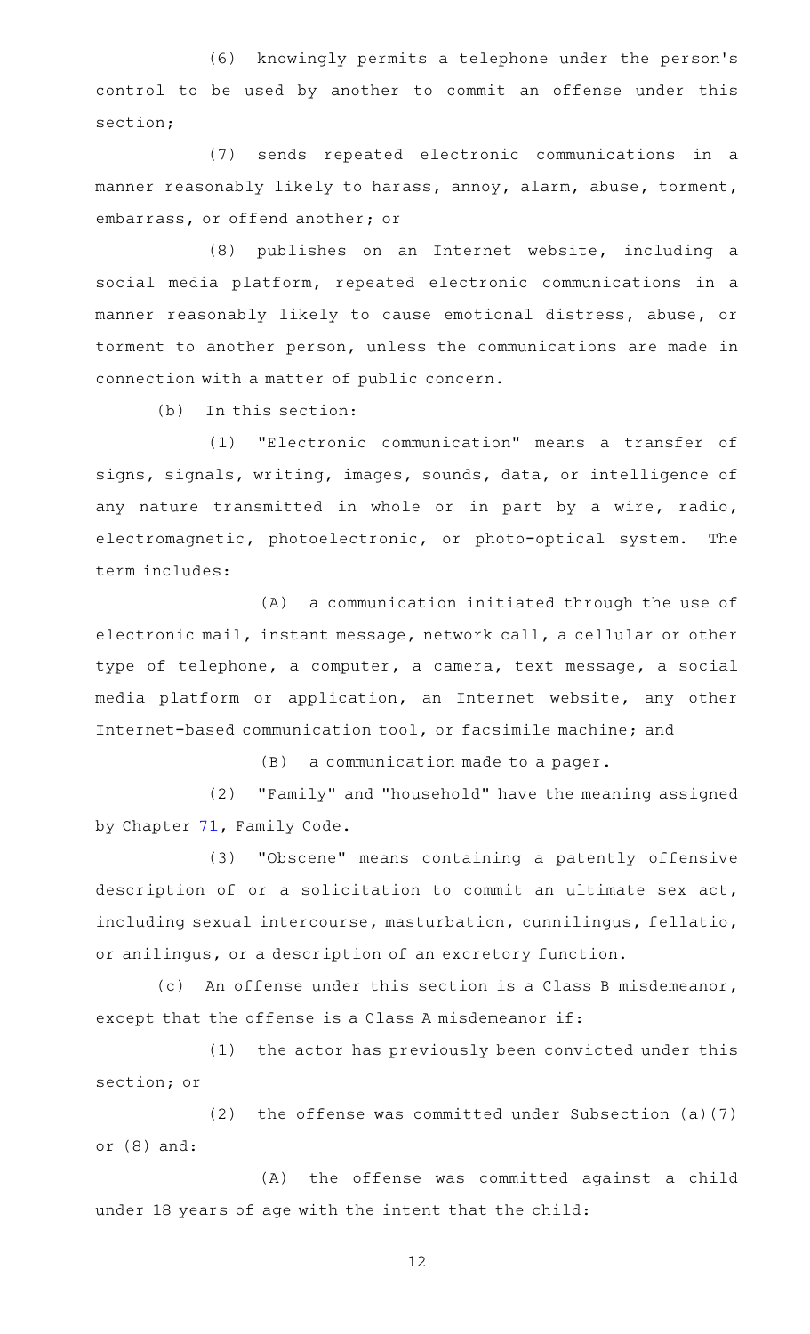(6) knowingly permits a telephone under the person's control to be used by another to commit an offense under this section;

(7) sends repeated electronic communications in a manner reasonably likely to harass, annoy, alarm, abuse, torment, embarrass, or offend another; or

(8) publishes on an Internet website, including a social media platform, repeated electronic communications in a manner reasonably likely to cause emotional distress, abuse, or torment to another person, unless the communications are made in connection with a matter of public concern.

(b) In this section:

(1) "Electronic communication" means a transfer of signs, signals, writing, images, sounds, data, or intelligence of any nature transmitted in whole or in part by a wire, radio, electromagnetic, photoelectronic, or photo-optical system. The term includes:

(A) a communication initiated through the use of electronic mail, instant message, network call, a cellular or other type of telephone, a computer, a camera, text message, a social media platform or application, an Internet website, any other Internet-based communication tool, or facsimile machine; and

(B) a communication made to a pager.

(2) "Family" and "household" have the meaning assigned by Chapter 71, Family Code.

(3) "Obscene" means containing a patently offensive description of or a solicitation to commit an ultimate sex act, including sexual intercourse, masturbation, cunnilingus, fellatio, or anilingus, or a description of an excretory function.

(c) An offense under this section is a Class B misdemeanor, except that the offense is a Class A misdemeanor if:

(1) the actor has previously been convicted under this section; or

(2) the offense was committed under Subsection (a)(7) or (8) and:

(A) the offense was committed against a child under 18 years of age with the intent that the child: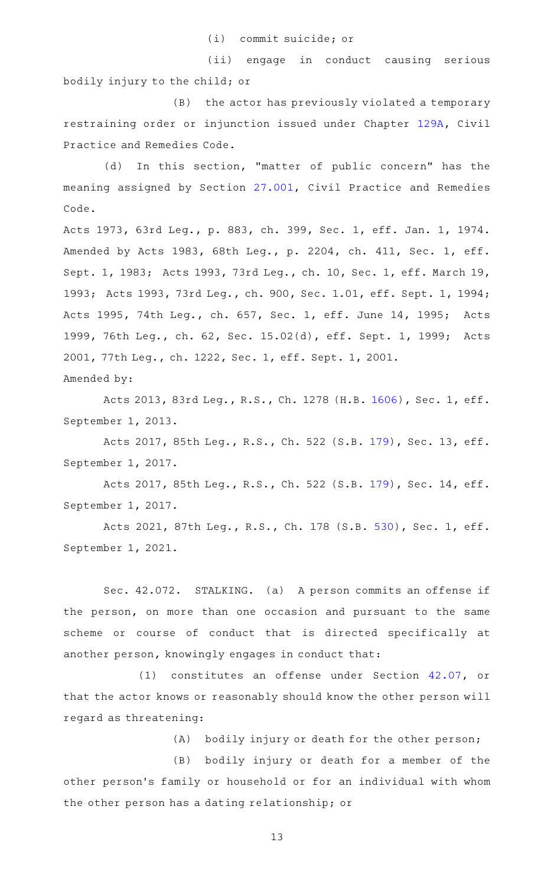(i) commit suicide; or

(ii) engage in conduct causing serious bodily injury to the child; or

(B) the actor has previously violated a temporary restraining order or injunction issued under Chapter 129A, Civil Practice and Remedies Code.

(d) In this section, "matter of public concern" has the meaning assigned by Section 27.001, Civil Practice and Remedies Code.

Acts 1973, 63rd Leg., p. 883, ch. 399, Sec. 1, eff. Jan. 1, 1974. Amended by Acts 1983, 68th Leg., p. 2204, ch. 411, Sec. 1, eff. Sept. 1, 1983; Acts 1993, 73rd Leg., ch. 10, Sec. 1, eff. March 19, 1993; Acts 1993, 73rd Leg., ch. 900, Sec. 1.01, eff. Sept. 1, 1994; Acts 1995, 74th Leg., ch. 657, Sec. 1, eff. June 14, 1995; Acts 1999, 76th Leg., ch. 62, Sec. 15.02(d), eff. Sept. 1, 1999; Acts 2001, 77th Leg., ch. 1222, Sec. 1, eff. Sept. 1, 2001.

Amended by:

Acts 2013, 83rd Leg., R.S., Ch. 1278 (H.B. 1606), Sec. 1, eff. September 1, 2013.

Acts 2017, 85th Leg., R.S., Ch. 522 (S.B. 179), Sec. 13, eff. September 1, 2017.

Acts 2017, 85th Leg., R.S., Ch. 522 (S.B. 179), Sec. 14, eff. September 1, 2017.

Acts 2021, 87th Leg., R.S., Ch. 178 (S.B. 530), Sec. 1, eff. September 1, 2021.

Sec. 42.072. STALKING. (a) A person commits an offense if the person, on more than one occasion and pursuant to the same scheme or course of conduct that is directed specifically at another person, knowingly engages in conduct that:

(1) constitutes an offense under Section 42.07, or that the actor knows or reasonably should know the other person will regard as threatening:

(A) bodily injury or death for the other person;

(B) bodily injury or death for a member of the other person's family or household or for an individual with whom the other person has a dating relationship; or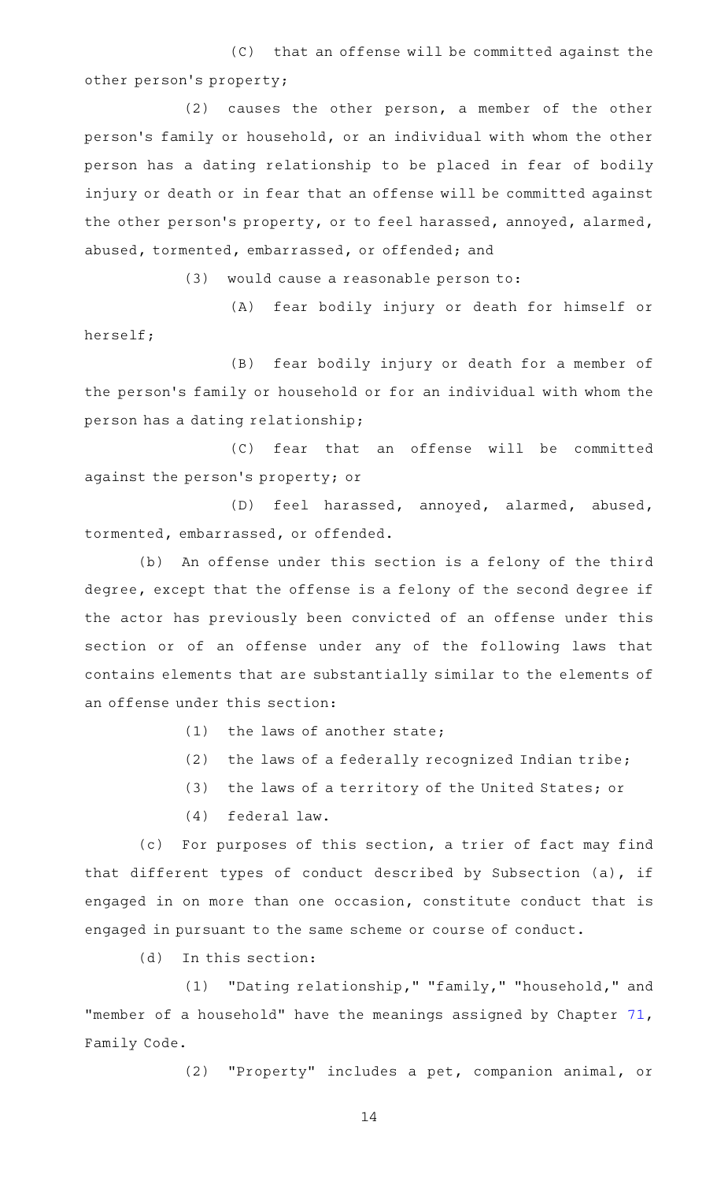(C) that an offense will be committed against the other person's property;

(2) causes the other person, a member of the other person's family or household, or an individual with whom the other person has a dating relationship to be placed in fear of bodily injury or death or in fear that an offense will be committed against the other person's property, or to feel harassed, annoyed, alarmed, abused, tormented, embarrassed, or offended; and

(3) would cause a reasonable person to:

(A) fear bodily injury or death for himself or herself;

(B) fear bodily injury or death for a member of the person's family or household or for an individual with whom the person has a dating relationship;

(C) fear that an offense will be committed against the person's property; or

(D) feel harassed, annoyed, alarmed, abused, tormented, embarrassed, or offended.

(b) An offense under this section is a felony of the third degree, except that the offense is a felony of the second degree if the actor has previously been convicted of an offense under this section or of an offense under any of the following laws that contains elements that are substantially similar to the elements of an offense under this section:

(1) the laws of another state;

(2) the laws of a federally recognized Indian tribe;

(3) the laws of a territory of the United States; or

(4) federal law.

(c) For purposes of this section, a trier of fact may find that different types of conduct described by Subsection (a), if engaged in on more than one occasion, constitute conduct that is engaged in pursuant to the same scheme or course of conduct.

(d) In this section:

(1) "Dating relationship," "family," "household," and "member of a household" have the meanings assigned by Chapter 71, Family Code.

(2) "Property" includes a pet, companion animal, or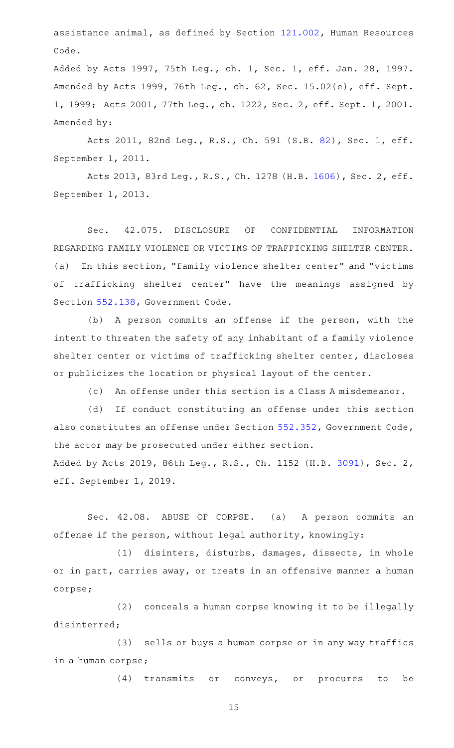assistance animal, as defined by Section 121.002, Human Resources Code.

Added by Acts 1997, 75th Leg., ch. 1, Sec. 1, eff. Jan. 28, 1997. Amended by Acts 1999, 76th Leg., ch. 62, Sec. 15.02(e), eff. Sept. 1, 1999; Acts 2001, 77th Leg., ch. 1222, Sec. 2, eff. Sept. 1, 2001.

Amended by:

Acts 2011, 82nd Leg., R.S., Ch. 591 (S.B. 82), Sec. 1, eff. September 1, 2011.

Acts 2013, 83rd Leg., R.S., Ch. 1278 (H.B. 1606), Sec. 2, eff. September 1, 2013.

Sec. 42.075. DISCLOSURE OF CONFIDENTIAL INFORMATION REGARDING FAMILY VIOLENCE OR VICTIMS OF TRAFFICKING SHELTER CENTER. (a) In this section, "family violence shelter center" and "victims of trafficking shelter center" have the meanings assigned by Section 552.138, Government Code.

(b) A person commits an offense if the person, with the intent to threaten the safety of any inhabitant of a family violence shelter center or victims of trafficking shelter center, discloses or publicizes the location or physical layout of the center.

(c) An offense under this section is a Class A misdemeanor.

(d) If conduct constituting an offense under this section also constitutes an offense under Section 552.352, Government Code, the actor may be prosecuted under either section.

Added by Acts 2019, 86th Leg., R.S., Ch. 1152 (H.B. 3091), Sec. 2, eff. September 1, 2019.

Sec. 42.08. ABUSE OF CORPSE. (a) A person commits an offense if the person, without legal authority, knowingly:

(1) disinters, disturbs, damages, dissects, in whole or in part, carries away, or treats in an offensive manner a human corpse;

(2) conceals a human corpse knowing it to be illegally disinterred;

(3) sells or buys a human corpse or in any way traffics in a human corpse;

(4) transmits or conveys, or procures to be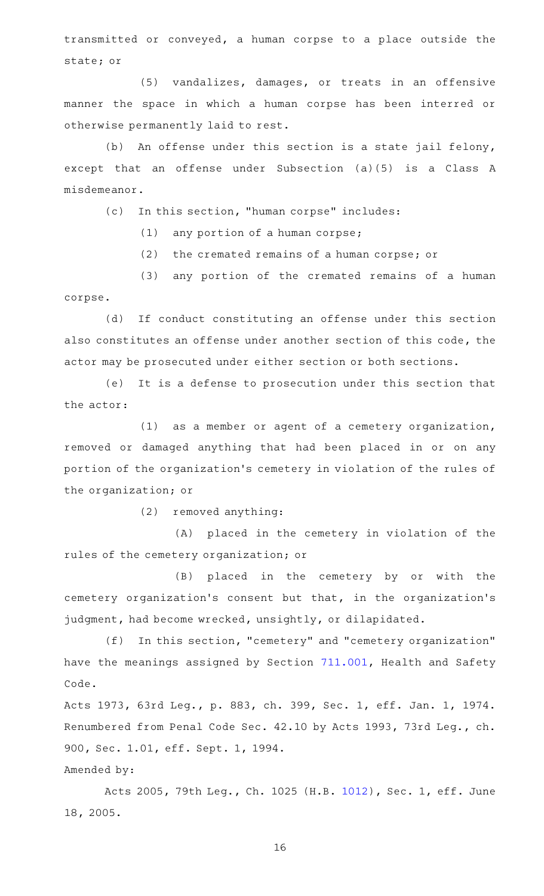transmitted or conveyed, a human corpse to a place outside the state; or

(5) vandalizes, damages, or treats in an offensive manner the space in which a human corpse has been interred or otherwise permanently laid to rest.

(b) An offense under this section is a state jail felony, except that an offense under Subsection (a)(5) is a Class A misdemeanor.

(c) In this section, "human corpse" includes:

(1) any portion of a human corpse;

(2) the cremated remains of a human corpse; or

(3) any portion of the cremated remains of a human corpse.

(d) If conduct constituting an offense under this section also constitutes an offense under another section of this code, the actor may be prosecuted under either section or both sections.

(e) It is a defense to prosecution under this section that the actor:

(1) as a member or agent of a cemetery organization, removed or damaged anything that had been placed in or on any portion of the organization's cemetery in violation of the rules of the organization; or

(2) removed anything:

(A) placed in the cemetery in violation of the rules of the cemetery organization; or

(B) placed in the cemetery by or with the cemetery organization's consent but that, in the organization's judgment, had become wrecked, unsightly, or dilapidated.

(f) In this section, "cemetery" and "cemetery organization" have the meanings assigned by Section 711.001, Health and Safety Code.

Acts 1973, 63rd Leg., p. 883, ch. 399, Sec. 1, eff. Jan. 1, 1974. Renumbered from Penal Code Sec. 42.10 by Acts 1993, 73rd Leg., ch. 900, Sec. 1.01, eff. Sept. 1, 1994.

Amended by:

Acts 2005, 79th Leg., Ch. 1025 (H.B. 1012), Sec. 1, eff. June 18, 2005.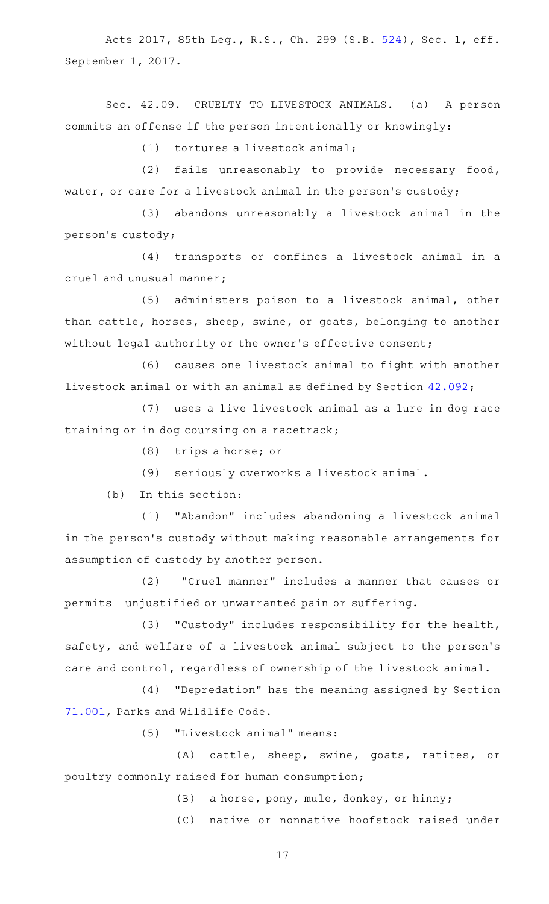Acts 2017, 85th Leg., R.S., Ch. 299 (S.B. 524), Sec. 1, eff. September 1, 2017.

Sec. 42.09. CRUELTY TO LIVESTOCK ANIMALS. (a) A person commits an offense if the person intentionally or knowingly:

(1) tortures a livestock animal;

(2) fails unreasonably to provide necessary food, water, or care for a livestock animal in the person's custody;

(3) abandons unreasonably a livestock animal in the person's custody;

(4) transports or confines a livestock animal in a cruel and unusual manner;

(5) administers poison to a livestock animal, other than cattle, horses, sheep, swine, or goats, belonging to another without legal authority or the owner's effective consent;

(6) causes one livestock animal to fight with another livestock animal or with an animal as defined by Section 42.092;

(7) uses a live livestock animal as a lure in dog race training or in dog coursing on a racetrack;

(8) trips a horse; or

(9) seriously overworks a livestock animal.

(b) In this section:

(1) "Abandon" includes abandoning a livestock animal in the person's custody without making reasonable arrangements for assumption of custody by another person.

(2) "Cruel manner" includes a manner that causes or permits unjustified or unwarranted pain or suffering.

(3) "Custody" includes responsibility for the health, safety, and welfare of a livestock animal subject to the person's care and control, regardless of ownership of the livestock animal.

(4) "Depredation" has the meaning assigned by Section 71.001, Parks and Wildlife Code.

(5) "Livestock animal" means:

(A) cattle, sheep, swine, goats, ratites, or poultry commonly raised for human consumption;

(B) a horse, pony, mule, donkey, or hinny;

(C) native or nonnative hoofstock raised under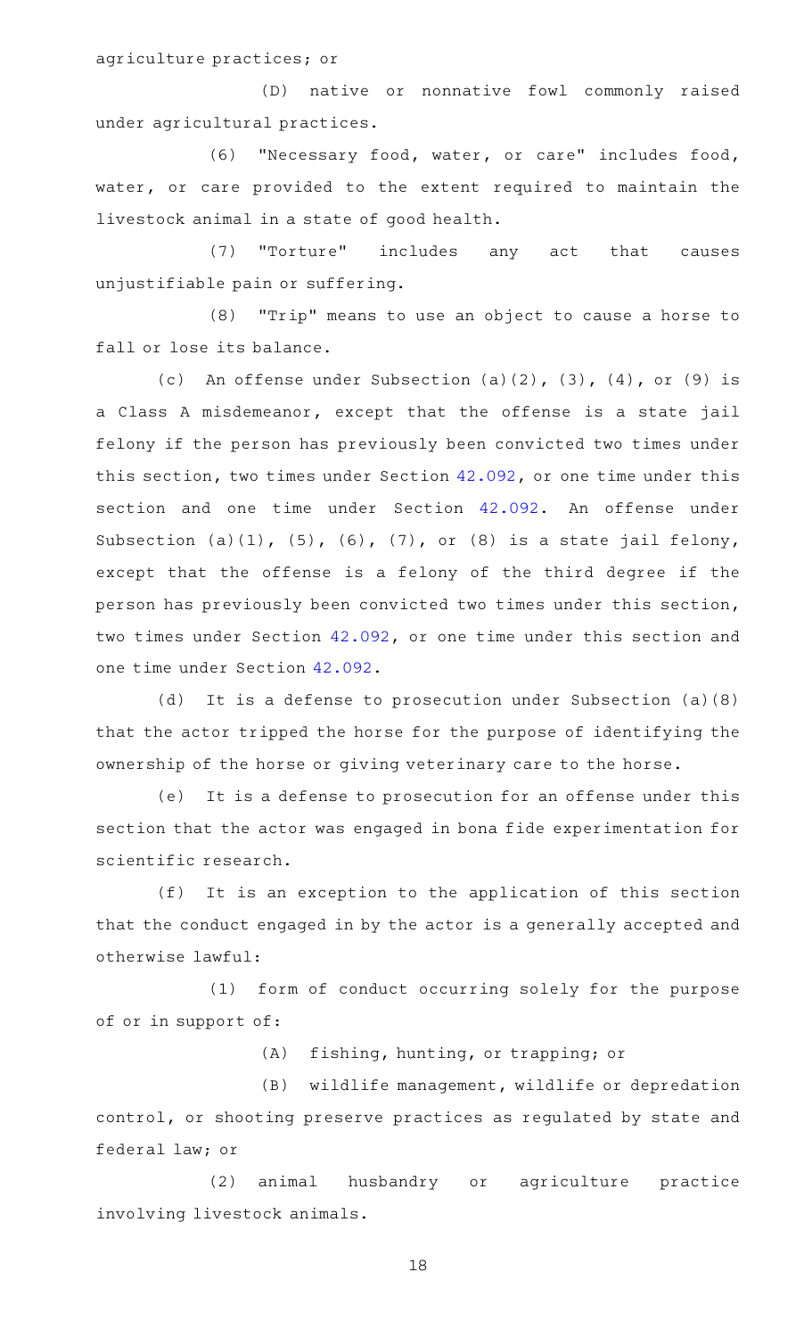agriculture practices; or

(D) native or nonnative fowl commonly raised under agricultural practices.

(6) "Necessary food, water, or care" includes food, water, or care provided to the extent required to maintain the livestock animal in a state of good health.

(7) "Torture" includes any act that causes unjustifiable pain or suffering.

(8) "Trip" means to use an object to cause a horse to fall or lose its balance.

(c) An offense under Subsection (a)(2), (3), (4), or (9) is a Class A misdemeanor, except that the offense is a state jail felony if the person has previously been convicted two times under this section, two times under Section 42.092, or one time under this section and one time under Section 42.092. An offense under Subsection (a)(1), (5), (6), (7), or (8) is a state jail felony, except that the offense is a felony of the third degree if the person has previously been convicted two times under this section, two times under Section 42.092, or one time under this section and one time under Section 42.092.

(d) It is a defense to prosecution under Subsection (a)(8) that the actor tripped the horse for the purpose of identifying the ownership of the horse or giving veterinary care to the horse.

(e) It is a defense to prosecution for an offense under this section that the actor was engaged in bona fide experimentation for scientific research.

(f) It is an exception to the application of this section that the conduct engaged in by the actor is a generally accepted and otherwise lawful:

(1) form of conduct occurring solely for the purpose of or in support of:

(A) fishing, hunting, or trapping; or

(B) wildlife management, wildlife or depredation control, or shooting preserve practices as regulated by state and federal law; or

(2) animal husbandry or agriculture practice involving livestock animals.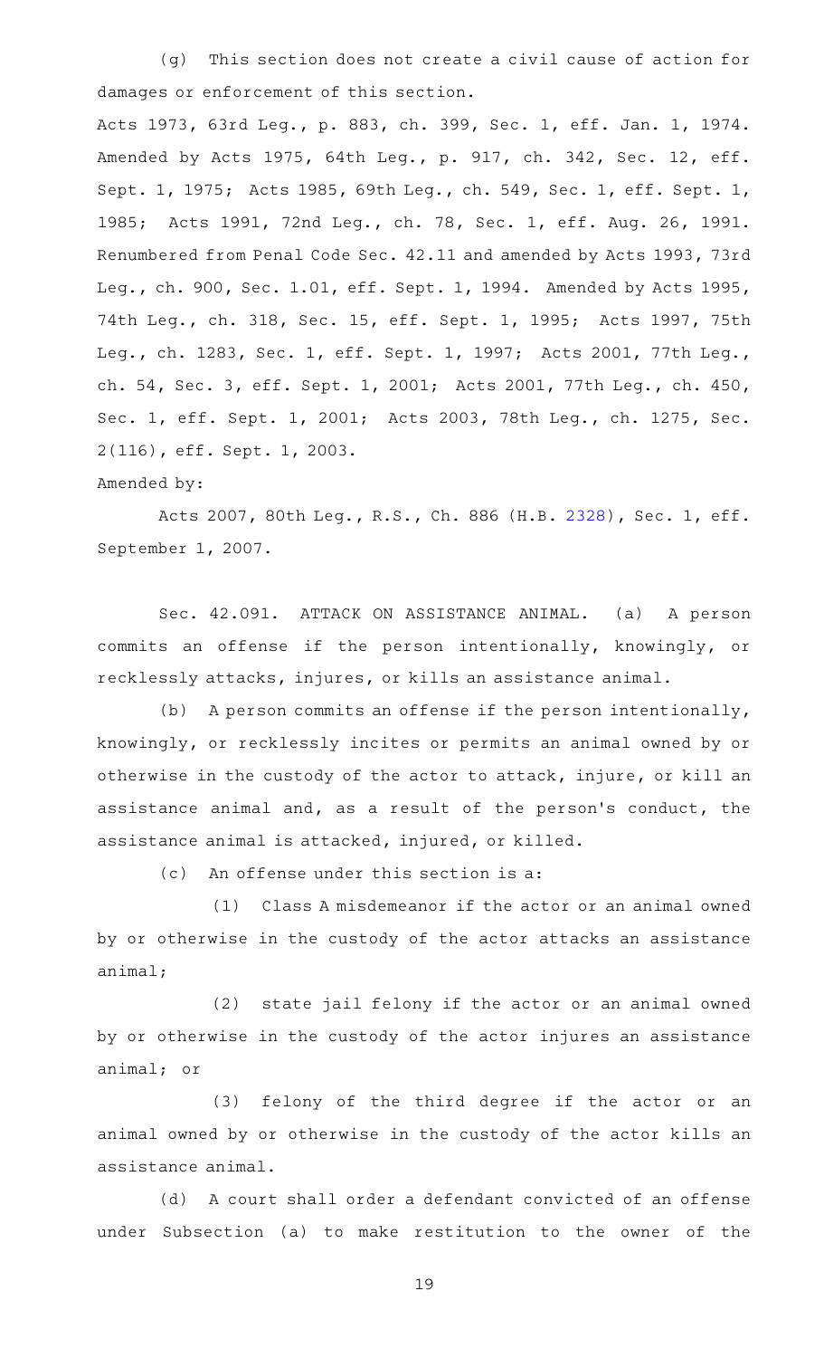(g) This section does not create a civil cause of action for damages or enforcement of this section.

Acts 1973, 63rd Leg., p. 883, ch. 399, Sec. 1, eff. Jan. 1, 1974. Amended by Acts 1975, 64th Leg., p. 917, ch. 342, Sec. 12, eff. Sept. 1, 1975; Acts 1985, 69th Leg., ch. 549, Sec. 1, eff. Sept. 1, 1985; Acts 1991, 72nd Leg., ch. 78, Sec. 1, eff. Aug. 26, 1991. Renumbered from Penal Code Sec. 42.11 and amended by Acts 1993, 73rd Leg., ch. 900, Sec. 1.01, eff. Sept. 1, 1994. Amended by Acts 1995, 74th Leg., ch. 318, Sec. 15, eff. Sept. 1, 1995; Acts 1997, 75th Leg., ch. 1283, Sec. 1, eff. Sept. 1, 1997; Acts 2001, 77th Leg., ch. 54, Sec. 3, eff. Sept. 1, 2001; Acts 2001, 77th Leg., ch. 450, Sec. 1, eff. Sept. 1, 2001; Acts 2003, 78th Leg., ch. 1275, Sec. 2(116), eff. Sept. 1, 2003.

Amended by:

Acts 2007, 80th Leg., R.S., Ch. 886 (H.B. 2328), Sec. 1, eff. September 1, 2007.

Sec. 42.091. ATTACK ON ASSISTANCE ANIMAL. (a) A person commits an offense if the person intentionally, knowingly, or recklessly attacks, injures, or kills an assistance animal.

(b) A person commits an offense if the person intentionally, knowingly, or recklessly incites or permits an animal owned by or otherwise in the custody of the actor to attack, injure, or kill an assistance animal and, as a result of the person's conduct, the assistance animal is attacked, injured, or killed.

(c) An offense under this section is a:

(1) Class A misdemeanor if the actor or an animal owned by or otherwise in the custody of the actor attacks an assistance animal;

(2) state jail felony if the actor or an animal owned by or otherwise in the custody of the actor injures an assistance animal; or

(3) felony of the third degree if the actor or an animal owned by or otherwise in the custody of the actor kills an assistance animal.

(d) A court shall order a defendant convicted of an offense under Subsection (a) to make restitution to the owner of the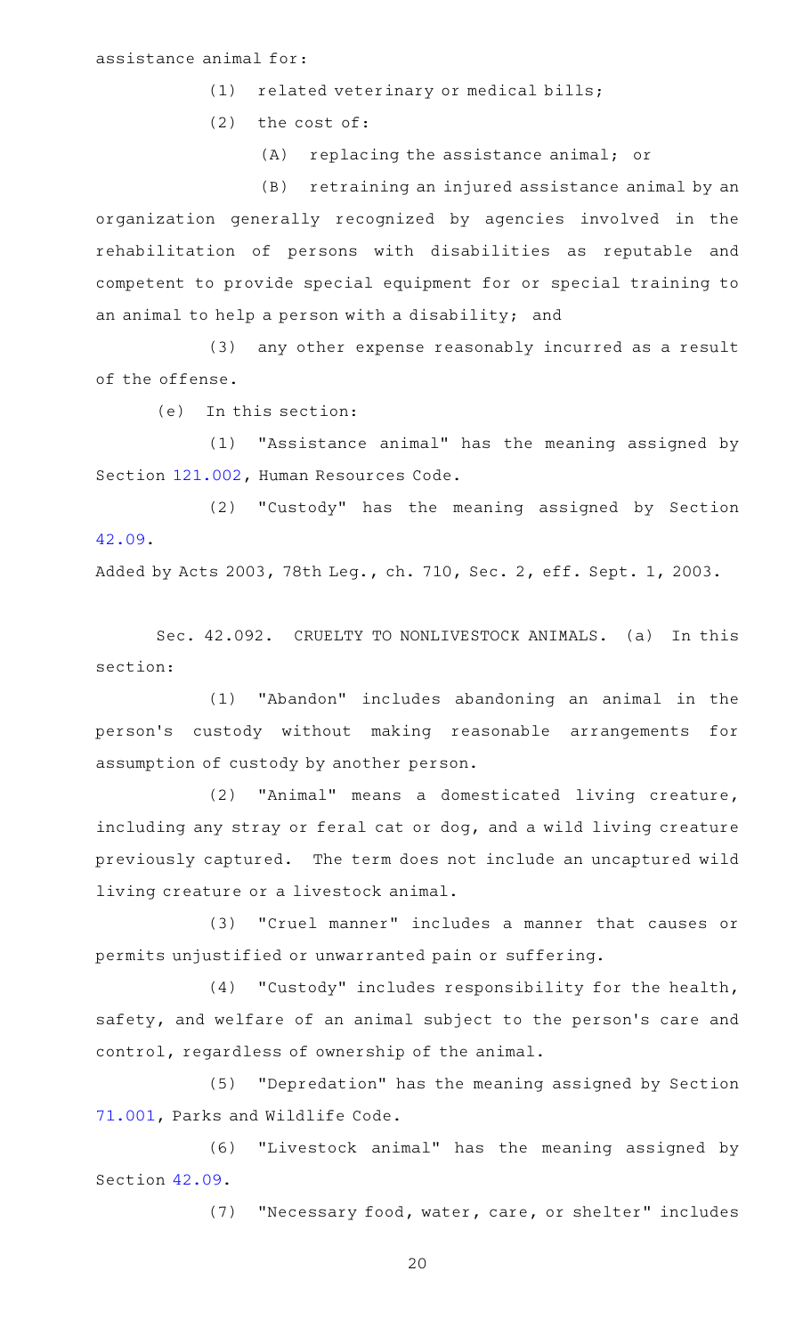assistance animal for:

(1) related veterinary or medical bills;

(2) the cost of:

(A) replacing the assistance animal; or

(B) retraining an injured assistance animal by an organization generally recognized by agencies involved in the rehabilitation of persons with disabilities as reputable and competent to provide special equipment for or special training to an animal to help a person with a disability; and

(3) any other expense reasonably incurred as a result of the offense.

(e) In this section:

(1) "Assistance animal" has the meaning assigned by Section 121.002, Human Resources Code.

(2) "Custody" has the meaning assigned by Section 42.09.

Added by Acts 2003, 78th Leg., ch. 710, Sec. 2, eff. Sept. 1, 2003.

Sec. 42.092. CRUELTY TO NONLIVESTOCK ANIMALS. (a) In this section:

(1) "Abandon" includes abandoning an animal in the person's custody without making reasonable arrangements for assumption of custody by another person.

(2) "Animal" means a domesticated living creature, including any stray or feral cat or dog, and a wild living creature previously captured. The term does not include an uncaptured wild living creature or a livestock animal.

(3) "Cruel manner" includes a manner that causes or permits unjustified or unwarranted pain or suffering.

(4) "Custody" includes responsibility for the health, safety, and welfare of an animal subject to the person's care and control, regardless of ownership of the animal.

(5) "Depredation" has the meaning assigned by Section 71.001, Parks and Wildlife Code.

(6) "Livestock animal" has the meaning assigned by Section 42.09.

(7) "Necessary food, water, care, or shelter" includes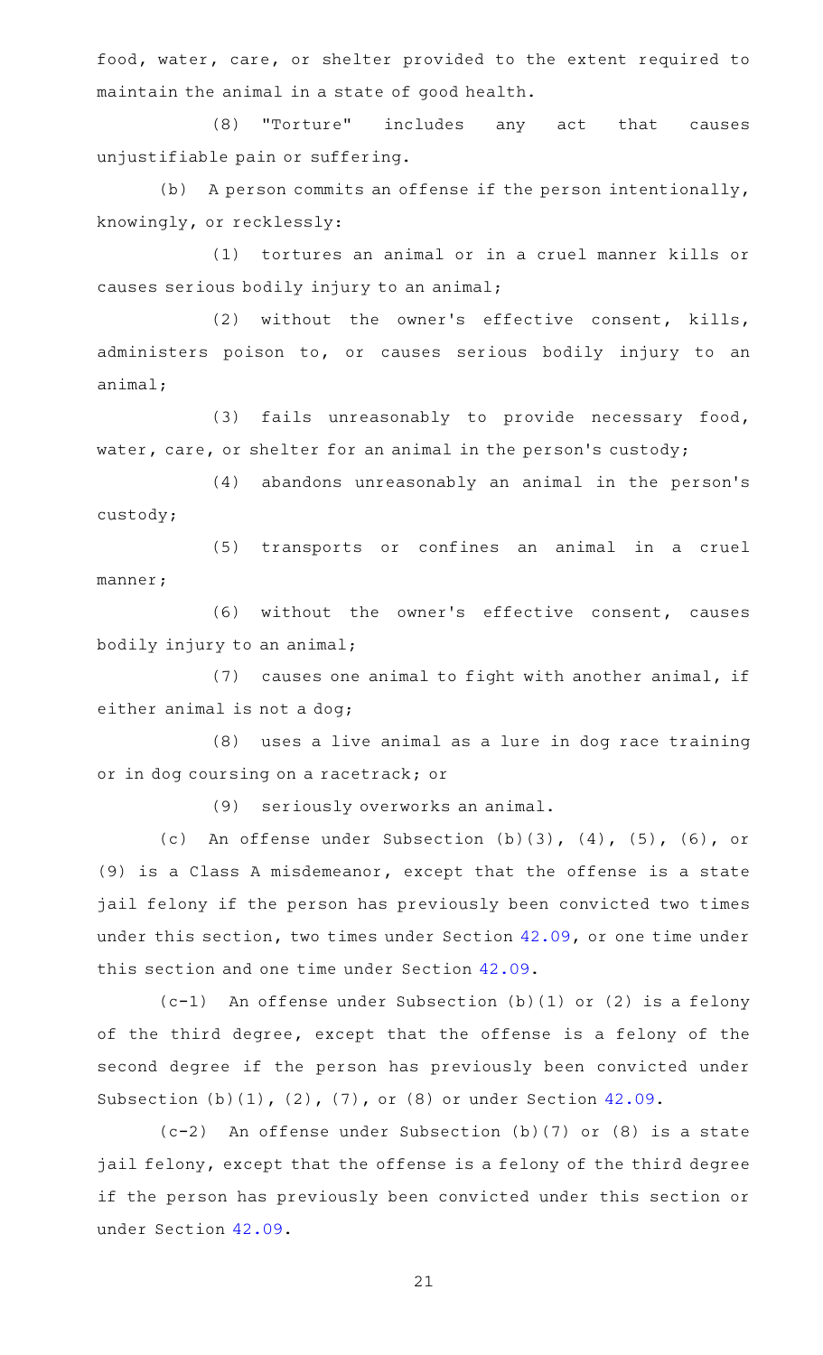food, water, care, or shelter provided to the extent required to maintain the animal in a state of good health.

(8) "Torture" includes any act that causes unjustifiable pain or suffering.

(b) A person commits an offense if the person intentionally, knowingly, or recklessly:

(1) tortures an animal or in a cruel manner kills or causes serious bodily injury to an animal;

(2) without the owner's effective consent, kills, administers poison to, or causes serious bodily injury to an animal;

(3) fails unreasonably to provide necessary food, water, care, or shelter for an animal in the person's custody;

(4) abandons unreasonably an animal in the person's custody;

(5) transports or confines an animal in a cruel manner;

(6) without the owner's effective consent, causes bodily injury to an animal;

(7) causes one animal to fight with another animal, if either animal is not a dog;

(8) uses a live animal as a lure in dog race training or in dog coursing on a racetrack; or

(9) seriously overworks an animal.

(c) An offense under Subsection (b)(3), (4), (5), (6), or (9) is a Class A misdemeanor, except that the offense is a state jail felony if the person has previously been convicted two times under this section, two times under Section 42.09, or one time under this section and one time under Section 42.09.

(c-1) An offense under Subsection (b)(1) or (2) is a felony of the third degree, except that the offense is a felony of the second degree if the person has previously been convicted under Subsection (b)(1), (2), (7), or (8) or under Section 42.09.

(c-2) An offense under Subsection (b)(7) or (8) is a state jail felony, except that the offense is a felony of the third degree if the person has previously been convicted under this section or under Section 42.09.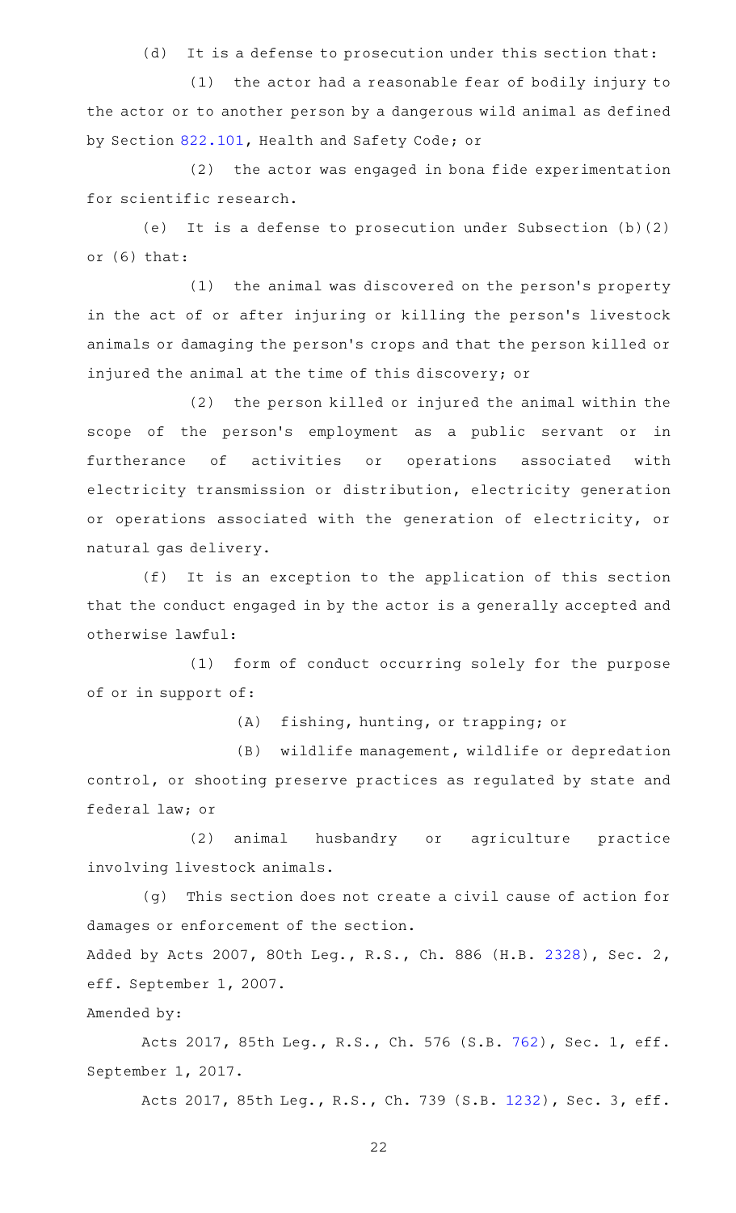(d) It is a defense to prosecution under this section that:

(1) the actor had a reasonable fear of bodily injury to the actor or to another person by a dangerous wild animal as defined by Section 822.101, Health and Safety Code; or

(2) the actor was engaged in bona fide experimentation for scientific research.

(e) It is a defense to prosecution under Subsection (b)(2) or (6) that:

(1) the animal was discovered on the person's property in the act of or after injuring or killing the person's livestock animals or damaging the person's crops and that the person killed or injured the animal at the time of this discovery; or

(2) the person killed or injured the animal within the scope of the person's employment as a public servant or in furtherance of activities or operations associated with electricity transmission or distribution, electricity generation or operations associated with the generation of electricity, or natural gas delivery.

(f) It is an exception to the application of this section that the conduct engaged in by the actor is a generally accepted and otherwise lawful:

(1) form of conduct occurring solely for the purpose of or in support of:

(A) fishing, hunting, or trapping; or

(B) wildlife management, wildlife or depredation control, or shooting preserve practices as regulated by state and federal law; or

(2) animal husbandry or agriculture practice involving livestock animals.

(g) This section does not create a civil cause of action for damages or enforcement of the section.

Added by Acts 2007, 80th Leg., R.S., Ch. 886 (H.B. 2328), Sec. 2, eff. September 1, 2007.

Amended by:

Acts 2017, 85th Leg., R.S., Ch. 576 (S.B. 762), Sec. 1, eff. September 1, 2017.

Acts 2017, 85th Leg., R.S., Ch. 739 (S.B. 1232), Sec. 3, eff.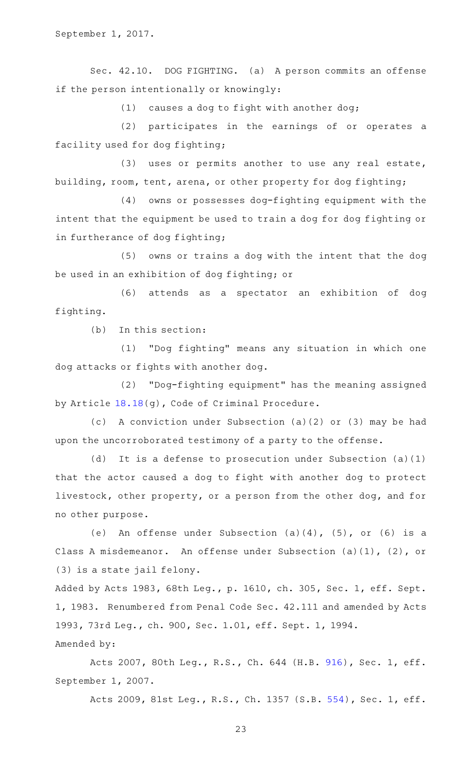September 1, 2017.

Sec. 42.10. DOG FIGHTING. (a) A person commits an offense if the person intentionally or knowingly:

(1) causes a dog to fight with another dog;

(2) participates in the earnings of or operates a facility used for dog fighting;

(3) uses or permits another to use any real estate, building, room, tent, arena, or other property for dog fighting;

(4) owns or possesses dog-fighting equipment with the intent that the equipment be used to train a dog for dog fighting or in furtherance of dog fighting;

(5) owns or trains a dog with the intent that the dog be used in an exhibition of dog fighting; or

(6) attends as a spectator an exhibition of dog fighting.

(b) In this section:

(1) "Dog fighting" means any situation in which one dog attacks or fights with another dog.

(2) "Dog-fighting equipment" has the meaning assigned by Article 18.18(g), Code of Criminal Procedure.

(c) A conviction under Subsection (a)(2) or (3) may be had upon the uncorroborated testimony of a party to the offense.

(d) It is a defense to prosecution under Subsection (a)(1) that the actor caused a dog to fight with another dog to protect livestock, other property, or a person from the other dog, and for no other purpose.

(e) An offense under Subsection (a)(4), (5), or (6) is a Class A misdemeanor. An offense under Subsection (a)(1), (2), or (3) is a state jail felony.

Added by Acts 1983, 68th Leg., p. 1610, ch. 305, Sec. 1, eff. Sept. 1, 1983. Renumbered from Penal Code Sec. 42.111 and amended by Acts 1993, 73rd Leg., ch. 900, Sec. 1.01, eff. Sept. 1, 1994.

Amended by:

Acts 2007, 80th Leg., R.S., Ch. 644 (H.B. 916), Sec. 1, eff. September 1, 2007.

Acts 2009, 81st Leg., R.S., Ch. 1357 (S.B. 554), Sec. 1, eff.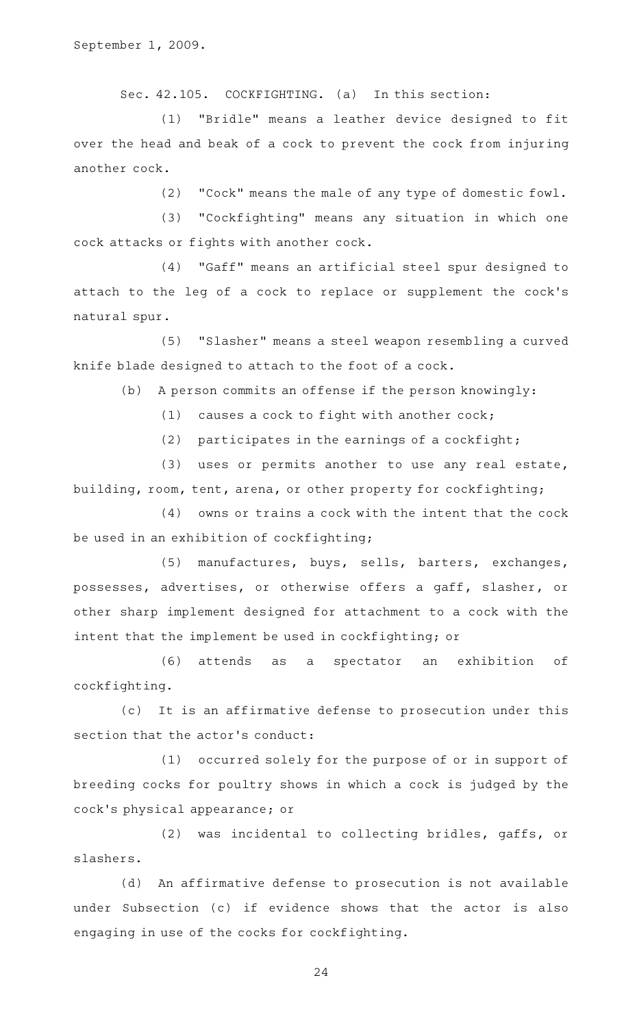September 1, 2009.

Sec. 42.105. COCKFIGHTING. (a) In this section:

(1) "Bridle" means a leather device designed to fit over the head and beak of a cock to prevent the cock from injuring another cock.

(2) "Cock" means the male of any type of domestic fowl.

(3) "Cockfighting" means any situation in which one cock attacks or fights with another cock.

(4) "Gaff" means an artificial steel spur designed to attach to the leg of a cock to replace or supplement the cock's natural spur.

(5) "Slasher" means a steel weapon resembling a curved knife blade designed to attach to the foot of a cock.

(b) A person commits an offense if the person knowingly:

(1) causes a cock to fight with another cock;

(2) participates in the earnings of a cockfight;

(3) uses or permits another to use any real estate, building, room, tent, arena, or other property for cockfighting;

(4) owns or trains a cock with the intent that the cock be used in an exhibition of cockfighting;

(5) manufactures, buys, sells, barters, exchanges, possesses, advertises, or otherwise offers a gaff, slasher, or other sharp implement designed for attachment to a cock with the intent that the implement be used in cockfighting; or

(6) attends as a spectator an exhibition of cockfighting.

(c) It is an affirmative defense to prosecution under this section that the actor's conduct:

(1) occurred solely for the purpose of or in support of breeding cocks for poultry shows in which a cock is judged by the cock's physical appearance; or

(2) was incidental to collecting bridles, gaffs, or slashers.

(d) An affirmative defense to prosecution is not available under Subsection (c) if evidence shows that the actor is also engaging in use of the cocks for cockfighting.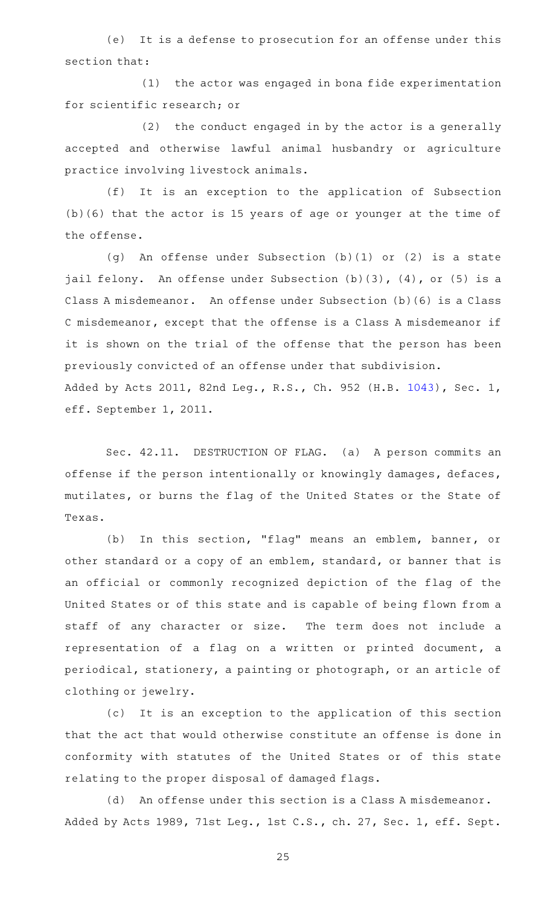(e) It is a defense to prosecution for an offense under this section that:

(1) the actor was engaged in bona fide experimentation for scientific research; or

(2) the conduct engaged in by the actor is a generally accepted and otherwise lawful animal husbandry or agriculture practice involving livestock animals.

(f) It is an exception to the application of Subsection (b)(6) that the actor is 15 years of age or younger at the time of the offense.

(g) An offense under Subsection (b)(1) or (2) is a state jail felony. An offense under Subsection (b)(3), (4), or (5) is a Class A misdemeanor. An offense under Subsection (b)(6) is a Class C misdemeanor, except that the offense is a Class A misdemeanor if it is shown on the trial of the offense that the person has been previously convicted of an offense under that subdivision.

Added by Acts 2011, 82nd Leg., R.S., Ch. 952 (H.B. 1043), Sec. 1, eff. September 1, 2011.

Sec. 42.11. DESTRUCTION OF FLAG. (a) A person commits an offense if the person intentionally or knowingly damages, defaces, mutilates, or burns the flag of the United States or the State of Texas.

(b) In this section, "flag" means an emblem, banner, or other standard or a copy of an emblem, standard, or banner that is an official or commonly recognized depiction of the flag of the United States or of this state and is capable of being flown from a staff of any character or size. The term does not include a representation of a flag on a written or printed document, a periodical, stationery, a painting or photograph, or an article of clothing or jewelry.

(c) It is an exception to the application of this section that the act that would otherwise constitute an offense is done in conformity with statutes of the United States or of this state relating to the proper disposal of damaged flags.

(d) An offense under this section is a Class A misdemeanor.

Added by Acts 1989, 71st Leg., 1st C.S., ch. 27, Sec. 1, eff. Sept.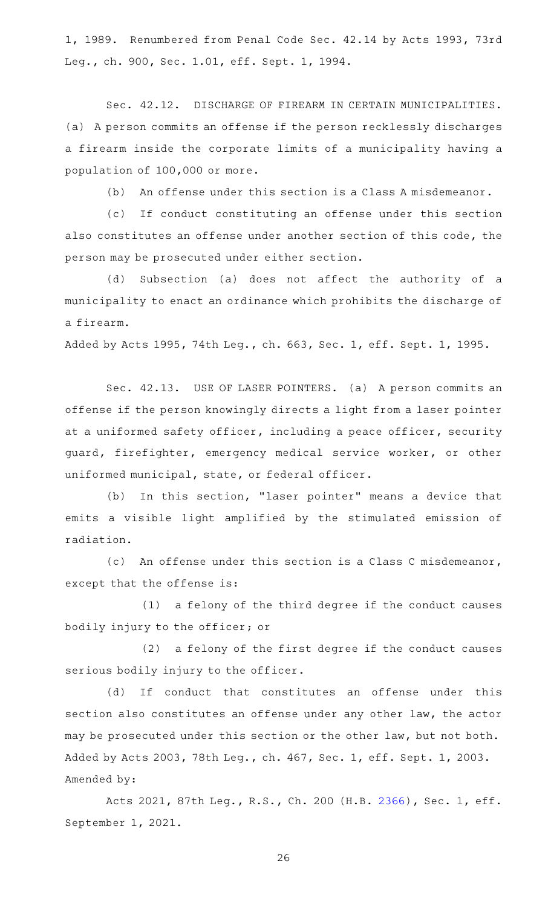1, 1989. Renumbered from Penal Code Sec. 42.14 by Acts 1993, 73rd Leg., ch. 900, Sec. 1.01, eff. Sept. 1, 1994.

Sec. 42.12. DISCHARGE OF FIREARM IN CERTAIN MUNICIPALITIES. (a) A person commits an offense if the person recklessly discharges a firearm inside the corporate limits of a municipality having a population of 100,000 or more.

(b) An offense under this section is a Class A misdemeanor.

(c) If conduct constituting an offense under this section also constitutes an offense under another section of this code, the person may be prosecuted under either section.

(d) Subsection (a) does not affect the authority of a municipality to enact an ordinance which prohibits the discharge of a firearm.

Added by Acts 1995, 74th Leg., ch. 663, Sec. 1, eff. Sept. 1, 1995.

Sec. 42.13. USE OF LASER POINTERS. (a) A person commits an offense if the person knowingly directs a light from a laser pointer at a uniformed safety officer, including a peace officer, security guard, firefighter, emergency medical service worker, or other uniformed municipal, state, or federal officer.

(b) In this section, "laser pointer" means a device that emits a visible light amplified by the stimulated emission of radiation.

(c) An offense under this section is a Class C misdemeanor, except that the offense is:

(1) a felony of the third degree if the conduct causes bodily injury to the officer; or

(2) a felony of the first degree if the conduct causes serious bodily injury to the officer.

(d) If conduct that constitutes an offense under this section also constitutes an offense under any other law, the actor may be prosecuted under this section or the other law, but not both.

Added by Acts 2003, 78th Leg., ch. 467, Sec. 1, eff. Sept. 1, 2003.
Amended by:

Acts 2021, 87th Leg., R.S., Ch. 200 (H.B. 2366), Sec. 1, eff. September 1, 2021.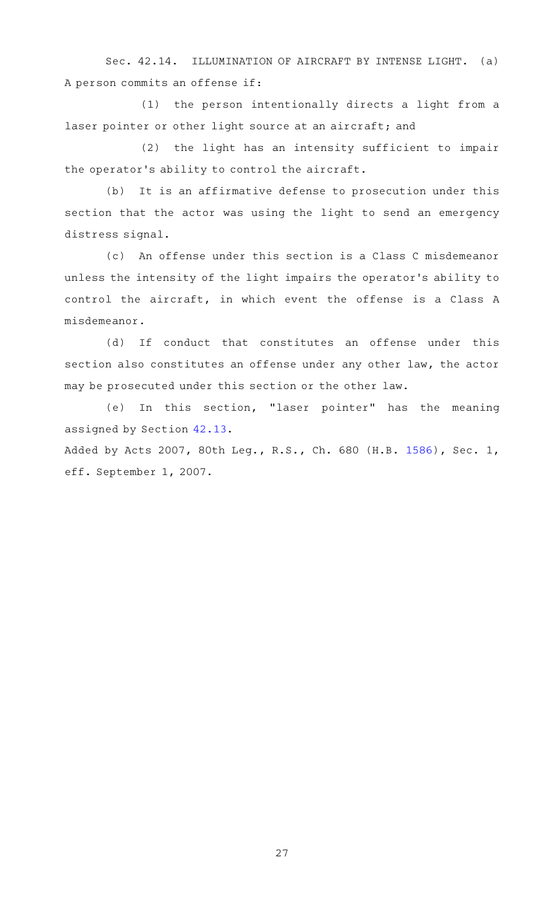Sec. 42.14. ILLUMINATION OF AIRCRAFT BY INTENSE LIGHT. (a) A person commits an offense if:

(1) the person intentionally directs a light from a laser pointer or other light source at an aircraft; and

(2) the light has an intensity sufficient to impair the operator's ability to control the aircraft.

(b) It is an affirmative defense to prosecution under this section that the actor was using the light to send an emergency distress signal.

(c) An offense under this section is a Class C misdemeanor unless the intensity of the light impairs the operator's ability to control the aircraft, in which event the offense is a Class A misdemeanor.

(d) If conduct that constitutes an offense under this section also constitutes an offense under any other law, the actor may be prosecuted under this section or the other law.

(e) In this section, "laser pointer" has the meaning assigned by Section 42.13.

Added by Acts 2007, 80th Leg., R.S., Ch. 680 (H.B. 1586), Sec. 1, eff. September 1, 2007.